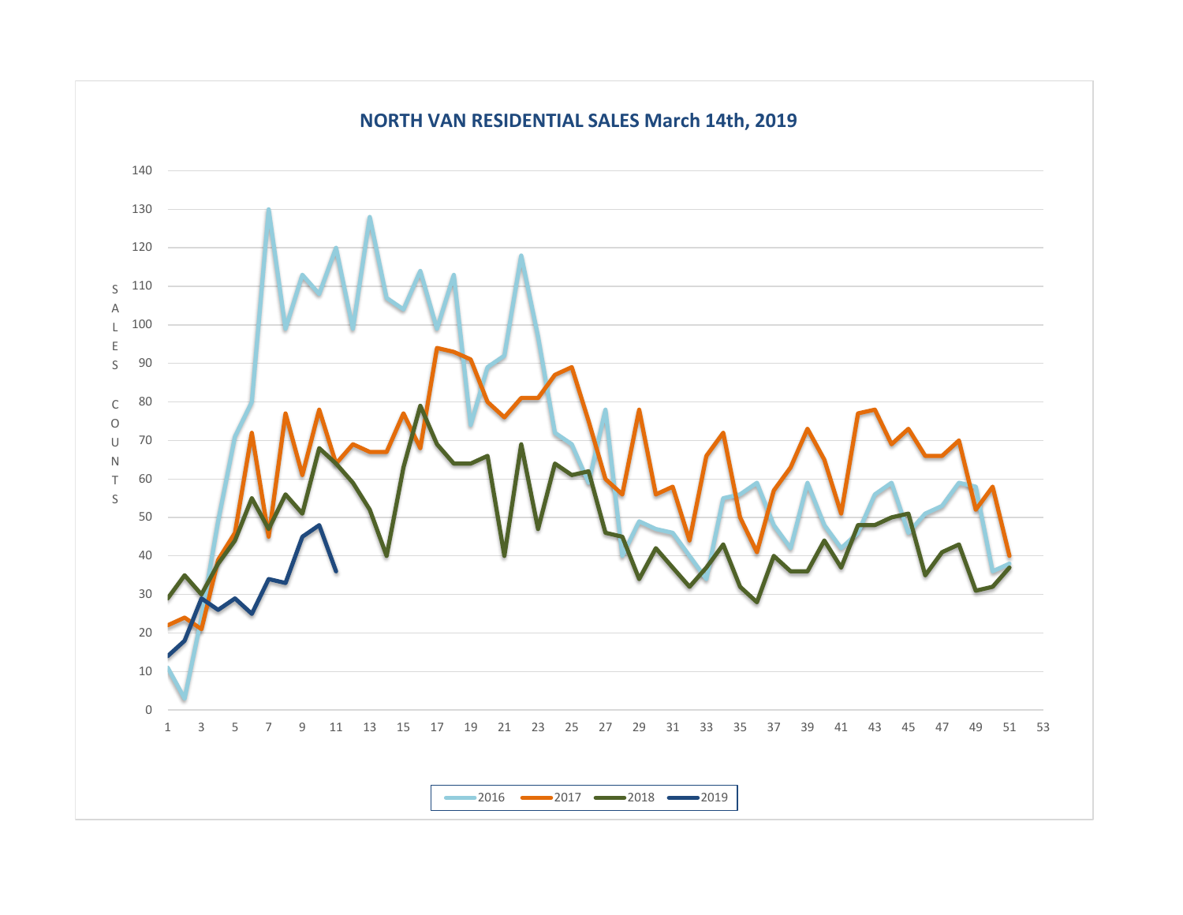## NORTH VAN RESIDENTIAL SALES March 14th, 2019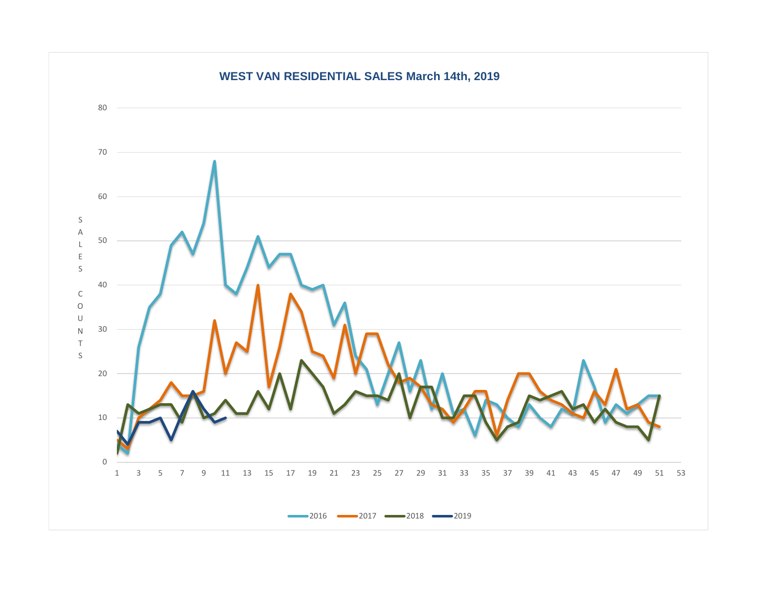## WEST VAN RESIDENTIAL SALES March 14th, 2019

S A L E S C O U N T S

80
70
60
50
40
30
20
10
0

1 3 5 7 9 11 13 15 17 19 21 23 25 27 29 31 33 35 37 39 41 43 45 47 49 51 53

2016 2017 2018 2019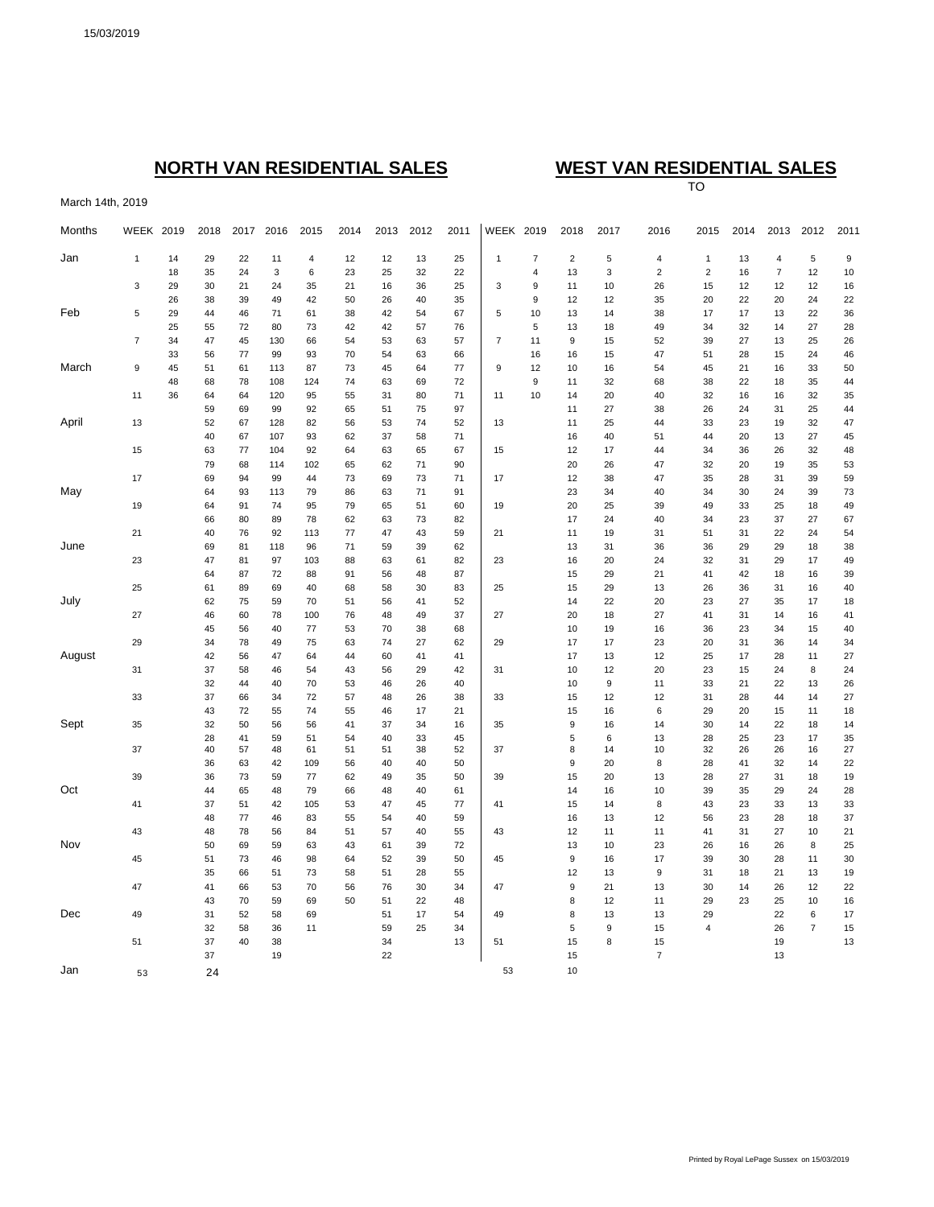March 14th, 2019

## NORTH VAN RESIDENTIAL SALES

## WEST VAN RESIDENTIAL SALES

TO

| Months | WEEK | 2019 | 2018 | 2017 | 2016 | 2015 | 2014 | 2013 | 2012 | 2011 | WEEK | 2019 | 2018 | 2017 | 2016 | 2015 | 2014 | 2013 | 2012 | 2011 |
|---|---|---|---|---|---|---|---|---|---|---|---|---|---|---|---|---|---|---|---|---|
| Jan | 1 | 14 | 29 | 22 | 11 | 4 | 12 | 12 | 13 | 25 | 1 | 7 | 2 | 5 | 4 | 1 | 13 | 4 | 5 | 9 |
| | | 18 | 35 | 24 | 3 | 6 | 23 | 25 | 32 | 22 | | 4 | 13 | 3 | 2 | 2 | 16 | 7 | 12 | 10 |
| | 3 | 29 | 30 | 21 | 24 | 35 | 21 | 16 | 36 | 25 | 3 | 9 | 11 | 10 | 26 | 15 | 12 | 12 | 12 | 16 |
| | | 26 | 38 | 39 | 49 | 42 | 50 | 26 | 40 | 35 | | 9 | 12 | 12 | 35 | 20 | 22 | 20 | 24 | 22 |
| Feb | 5 | 29 | 44 | 46 | 71 | 61 | 38 | 42 | 54 | 67 | 5 | 10 | 13 | 14 | 38 | 17 | 17 | 13 | 22 | 36 |
| | | 25 | 55 | 72 | 80 | 73 | 42 | 42 | 57 | 76 | | 5 | 13 | 18 | 49 | 34 | 32 | 14 | 27 | 28 |
| | 7 | 34 | 47 | 45 | 130 | 66 | 54 | 53 | 63 | 57 | 7 | 11 | 9 | 15 | 52 | 39 | 27 | 13 | 25 | 26 |
| | | 33 | 56 | 77 | 99 | 93 | 70 | 54 | 63 | 66 | | 16 | 16 | 15 | 47 | 51 | 28 | 15 | 24 | 46 |
| March | 9 | 45 | 51 | 61 | 113 | 87 | 73 | 45 | 64 | 77 | 9 | 12 | 10 | 16 | 54 | 45 | 21 | 16 | 33 | 50 |
| | | 48 | 68 | 78 | 108 | 124 | 74 | 63 | 69 | 72 | | 9 | 11 | 32 | 68 | 38 | 22 | 18 | 35 | 44 |
| | 11 | 36 | 64 | 64 | 120 | 95 | 55 | 31 | 80 | 71 | 11 | 10 | 14 | 20 | 40 | 32 | 16 | 16 | 32 | 35 |
| | | | 59 | 69 | 99 | 92 | 65 | 51 | 75 | 97 | | | 11 | 27 | 38 | 26 | 24 | 31 | 25 | 44 |
| April | 13 | | 52 | 67 | 128 | 82 | 56 | 53 | 74 | 52 | 13 | | 11 | 25 | 44 | 33 | 23 | 19 | 32 | 47 |
| | | | 40 | 67 | 107 | 93 | 62 | 37 | 58 | 71 | | | 16 | 40 | 51 | 44 | 20 | 13 | 27 | 45 |
| | 15 | | 63 | 77 | 104 | 92 | 64 | 63 | 65 | 67 | 15 | | 12 | 17 | 44 | 34 | 36 | 26 | 32 | 48 |
| | | | 79 | 68 | 114 | 102 | 65 | 62 | 71 | 90 | | | 20 | 26 | 47 | 32 | 20 | 19 | 35 | 53 |
| | 17 | | 69 | 94 | 99 | 44 | 73 | 69 | 73 | 71 | 17 | | 12 | 38 | 47 | 35 | 28 | 31 | 39 | 59 |
| May | | | 64 | 93 | 113 | 79 | 86 | 63 | 71 | 91 | | | 23 | 34 | 40 | 34 | 30 | 24 | 39 | 73 |
| | 19 | | 64 | 91 | 74 | 95 | 79 | 65 | 51 | 60 | 19 | | 20 | 25 | 39 | 49 | 33 | 25 | 18 | 49 |
| | | | 66 | 80 | 89 | 78 | 62 | 63 | 73 | 82 | | | 17 | 24 | 40 | 34 | 23 | 37 | 27 | 67 |
| | 21 | | 40 | 76 | 92 | 113 | 77 | 47 | 43 | 59 | 21 | | 11 | 19 | 31 | 51 | 31 | 22 | 24 | 54 |
| June | | | 69 | 81 | 118 | 96 | 71 | 59 | 39 | 62 | | | 13 | 31 | 36 | 36 | 29 | 29 | 18 | 38 |
| | 23 | | 47 | 81 | 97 | 103 | 88 | 63 | 61 | 82 | 23 | | 16 | 20 | 24 | 32 | 31 | 29 | 17 | 49 |
| | | | 64 | 87 | 72 | 88 | 91 | 56 | 48 | 87 | | | 15 | 29 | 21 | 41 | 42 | 18 | 16 | 39 |
| | 25 | | 61 | 89 | 69 | 40 | 68 | 58 | 30 | 83 | 25 | | 15 | 29 | 13 | 26 | 36 | 31 | 16 | 40 |
| July | | | 62 | 75 | 59 | 70 | 51 | 56 | 41 | 52 | | | 14 | 22 | 20 | 23 | 27 | 35 | 17 | 18 |
| | 27 | | 46 | 60 | 78 | 100 | 76 | 48 | 49 | 37 | 27 | | 20 | 18 | 27 | 41 | 31 | 14 | 16 | 41 |
| | | | 45 | 56 | 40 | 77 | 53 | 70 | 38 | 68 | | | 10 | 19 | 16 | 36 | 23 | 34 | 15 | 40 |
| | 29 | | 34 | 78 | 49 | 75 | 63 | 74 | 27 | 62 | 29 | | 17 | 17 | 23 | 20 | 31 | 36 | 14 | 34 |
| August | | | 42 | 56 | 47 | 64 | 44 | 60 | 41 | 41 | | | 17 | 13 | 12 | 25 | 17 | 28 | 11 | 27 |
| | 31 | | 37 | 58 | 46 | 54 | 43 | 56 | 29 | 42 | 31 | | 10 | 12 | 20 | 23 | 15 | 24 | 8 | 24 |
| | | | 32 | 44 | 40 | 70 | 53 | 46 | 26 | 40 | | | 10 | 9 | 11 | 33 | 21 | 22 | 13 | 26 |
| | 33 | | 37 | 66 | 34 | 72 | 57 | 48 | 26 | 38 | 33 | | 15 | 12 | 12 | 31 | 28 | 44 | 14 | 27 |
| | | | 43 | 72 | 55 | 74 | 55 | 46 | 17 | 21 | | | 15 | 16 | 6 | 29 | 20 | 15 | 11 | 18 |
| Sept | 35 | | 32 | 50 | 56 | 56 | 41 | 37 | 34 | 16 | 35 | | 9 | 16 | 14 | 30 | 14 | 22 | 18 | 14 |
| | | | 28 | 41 | 59 | 51 | 54 | 40 | 33 | 45 | | | 5 | 6 | 13 | 28 | 25 | 23 | 17 | 35 |
| | 37 | | 40 | 57 | 48 | 61 | 51 | 51 | 38 | 52 | 37 | | 8 | 14 | 10 | 32 | 26 | 26 | 16 | 27 |
| | | | 36 | 63 | 42 | 109 | 56 | 40 | 40 | 50 | | | 9 | 20 | 8 | 28 | 41 | 32 | 14 | 22 |
| | 39 | | 36 | 73 | 59 | 77 | 62 | 49 | 35 | 50 | 39 | | 15 | 20 | 13 | 28 | 27 | 31 | 18 | 19 |
| Oct | | | 44 | 65 | 48 | 79 | 66 | 48 | 40 | 61 | | | 14 | 16 | 10 | 39 | 35 | 29 | 24 | 28 |
| | 41 | | 37 | 51 | 42 | 105 | 53 | 47 | 45 | 77 | 41 | | 15 | 14 | 8 | 43 | 23 | 33 | 13 | 33 |
| | | | 48 | 77 | 46 | 83 | 55 | 54 | 40 | 59 | | | 16 | 13 | 12 | 56 | 23 | 28 | 18 | 37 |
| | 43 | | 48 | 78 | 56 | 84 | 51 | 57 | 40 | 55 | 43 | | 12 | 11 | 11 | 41 | 31 | 27 | 10 | 21 |
| Nov | | | 50 | 69 | 59 | 63 | 43 | 61 | 39 | 72 | | | 13 | 10 | 23 | 26 | 16 | 26 | 8 | 25 |
| | 45 | | 51 | 73 | 46 | 98 | 64 | 52 | 39 | 50 | 45 | | 9 | 16 | 17 | 39 | 30 | 28 | 11 | 30 |
| | | | 35 | 66 | 51 | 73 | 58 | 51 | 28 | 55 | | | 12 | 13 | 9 | 31 | 18 | 21 | 13 | 19 |
| | 47 | | 41 | 66 | 53 | 70 | 56 | 76 | 30 | 34 | 47 | | 9 | 21 | 13 | 30 | 14 | 26 | 12 | 22 |
| | | | 43 | 70 | 59 | 69 | 50 | 51 | 22 | 48 | | | 8 | 12 | 11 | 29 | 23 | 25 | 10 | 16 |
| Dec | 49 | | 31 | 52 | 58 | 69 | | 51 | 17 | 54 | 49 | | 8 | 13 | 13 | 29 | | 22 | 6 | 17 |
| | | | 32 | 58 | 36 | 11 | | 59 | 25 | 34 | | | 5 | 9 | 15 | 4 | | 26 | 7 | 15 |
| | 51 | | 37 | 40 | 38 | | | 34 | | 13 | 51 | | 15 | 8 | 15 | | | 19 | | 13 |
| | | | 37 | | 19 | | | 22 | | | | | 15 | | 7 | | | 13 | | |
| Jan | 53 | | 24 | | | | | | | | 53 | | 10 | | | | | | | |